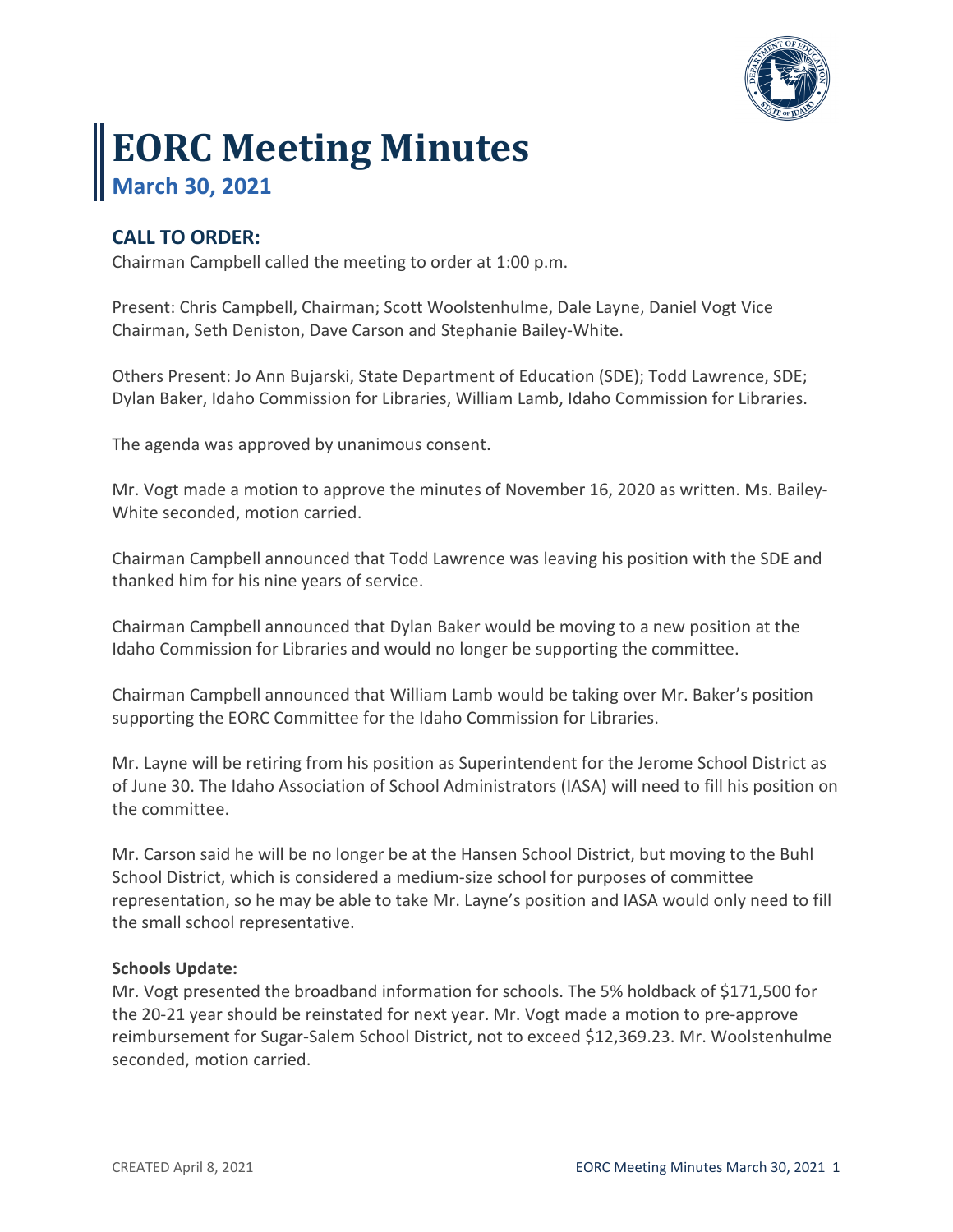# EORC Meeting Minutes

## March 30, 2021

### CALL TO ORDER:

Chairman Campbell called the meeting to order at 1:00 p.m.

Present: Chris Campbell, Chairman; Scott Woolstenhulme, Dale Layne, Daniel Vogt Vice Chairman, Seth Deniston, Dave Carson and Stephanie Bailey-White.

Others Present: Jo Ann Bujarski, State Department of Education (SDE); Todd Lawrence, SDE; Dylan Baker, Idaho Commission for Libraries, William Lamb, Idaho Commission for Libraries.

The agenda was approved by unanimous consent.

Mr. Vogt made a motion to approve the minutes of November 16, 2020 as written. Ms. Bailey-White seconded, motion carried.

Chairman Campbell announced that Todd Lawrence was leaving his position with the SDE and thanked him for his nine years of service.

Chairman Campbell announced that Dylan Baker would be moving to a new position at the Idaho Commission for Libraries and would no longer be supporting the committee.

Chairman Campbell announced that William Lamb would be taking over Mr. Baker's position supporting the EORC Committee for the Idaho Commission for Libraries.

Mr. Layne will be retiring from his position as Superintendent for the Jerome School District as of June 30. The Idaho Association of School Administrators (IASA) will need to fill his position on the committee.

Mr. Carson said he will be no longer be at the Hansen School District, but moving to the Buhl School District, which is considered a medium-size school for purposes of committee representation, so he may be able to take Mr. Layne's position and IASA would only need to fill the small school representative.

**Schools Update:**

Mr. Vogt presented the broadband information for schools. The 5% holdback of $171,500 for the 20-21 year should be reinstated for next year. Mr. Vogt made a motion to pre-approve reimbursement for Sugar-Salem School District, not to exceed $12,369.23. Mr. Woolstenhulme seconded, motion carried.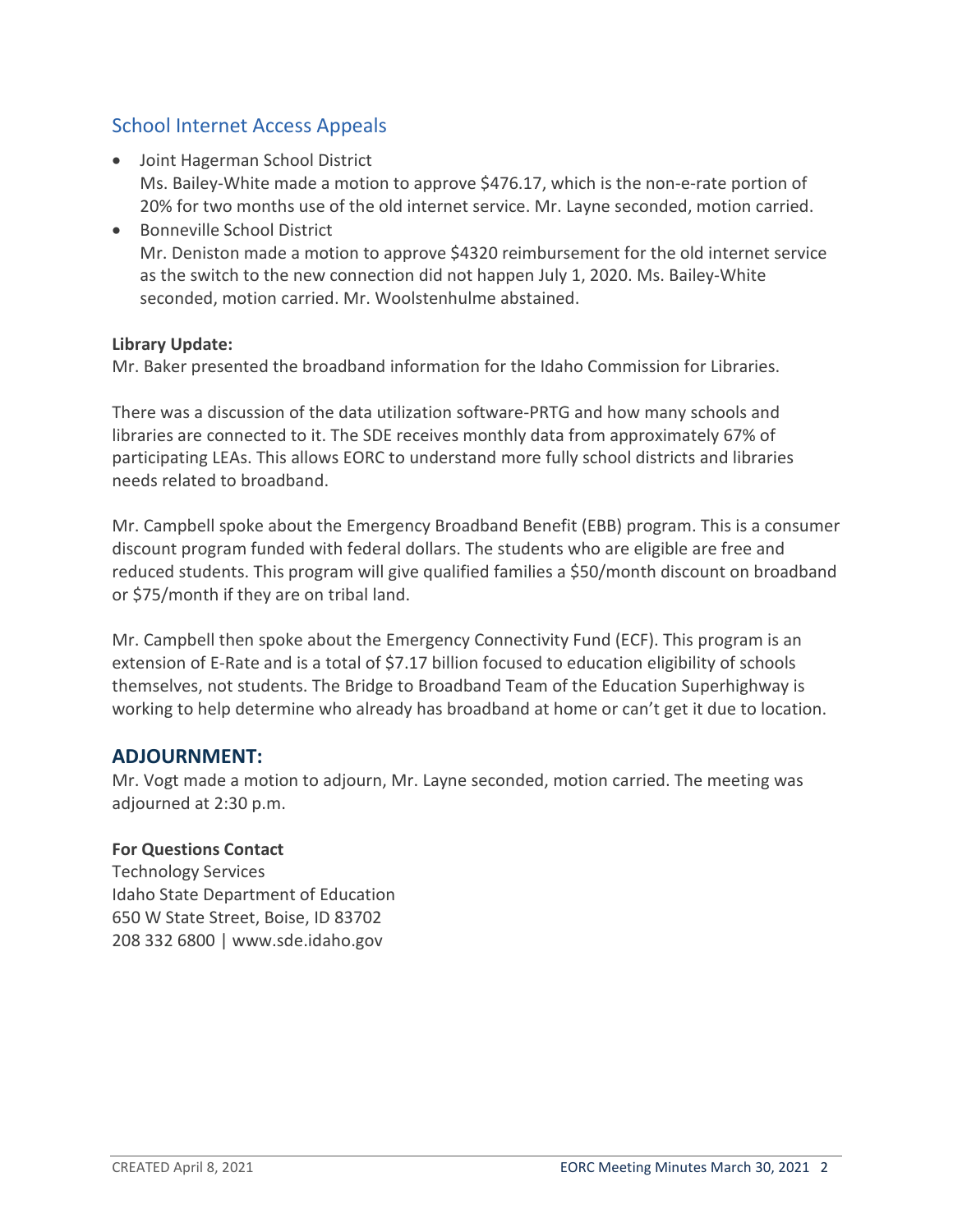## School Internet Access Appeals

- Joint Hagerman School District
  Ms. Bailey-White made a motion to approve $476.17, which is the non-e-rate portion of 20% for two months use of the old internet service. Mr. Layne seconded, motion carried.
- Bonneville School District
  Mr. Deniston made a motion to approve $4320 reimbursement for the old internet service as the switch to the new connection did not happen July 1, 2020. Ms. Bailey-White seconded, motion carried. Mr. Woolstenhulme abstained.

**Library Update:**
Mr. Baker presented the broadband information for the Idaho Commission for Libraries.

There was a discussion of the data utilization software-PRTG and how many schools and libraries are connected to it. The SDE receives monthly data from approximately 67% of participating LEAs. This allows EORC to understand more fully school districts and libraries needs related to broadband.

Mr. Campbell spoke about the Emergency Broadband Benefit (EBB) program. This is a consumer discount program funded with federal dollars. The students who are eligible are free and reduced students. This program will give qualified families a $50/month discount on broadband or $75/month if they are on tribal land.

Mr. Campbell then spoke about the Emergency Connectivity Fund (ECF). This program is an extension of E-Rate and is a total of $7.17 billion focused to education eligibility of schools themselves, not students. The Bridge to Broadband Team of the Education Superhighway is working to help determine who already has broadband at home or can't get it due to location.

## ADJOURNMENT:

Mr. Vogt made a motion to adjourn, Mr. Layne seconded, motion carried. The meeting was adjourned at 2:30 p.m.

**For Questions Contact**
Technology Services
Idaho State Department of Education
650 W State Street, Boise, ID 83702
208 332 6800 | www.sde.idaho.gov